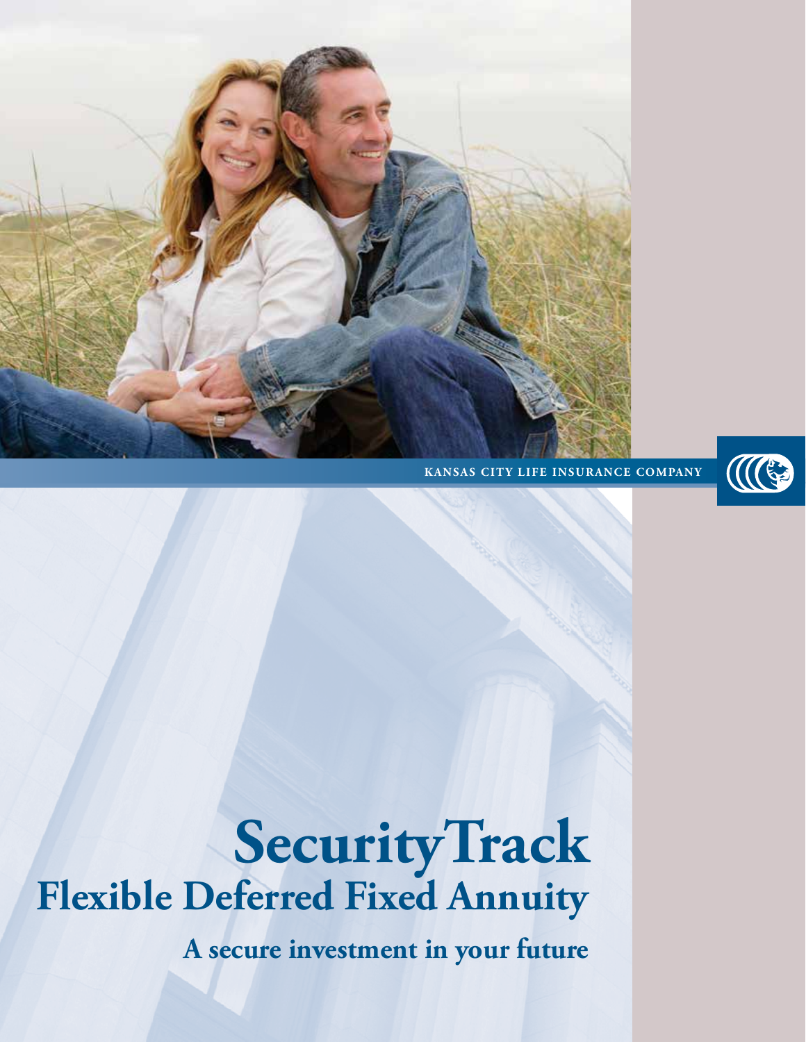KANSAS CITY LIFE INSURANCE COMPANY

# SecurityTrack

## Flexible Deferred Fixed Annuity

### A secure investment in your future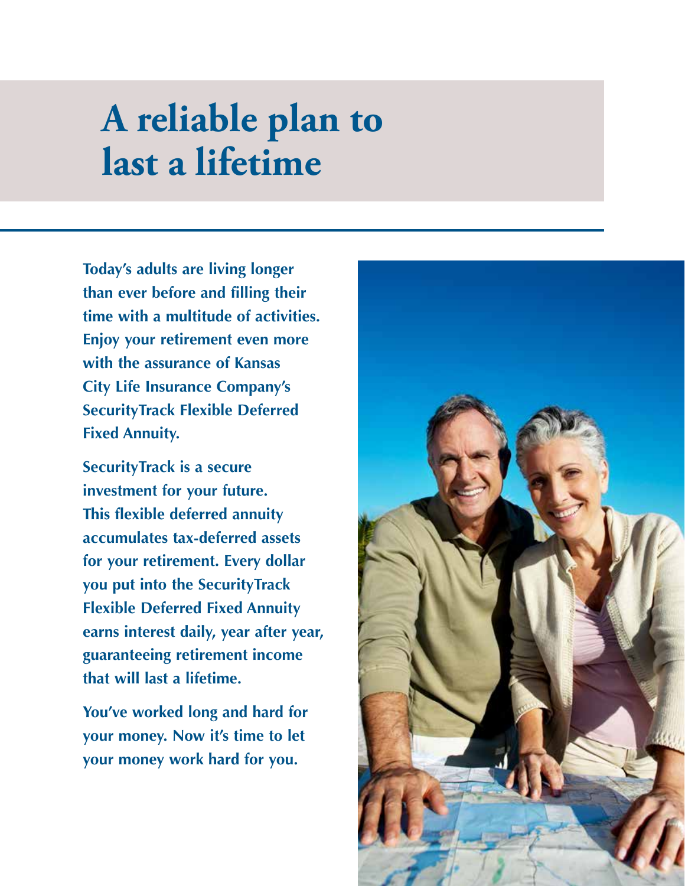# A reliable plan to last a lifetime

**Today's adults are living longer than ever before and filling their time with a multitude of activities. Enjoy your retirement even more with the assurance of Kansas City Life Insurance Company's SecurityTrack Flexible Deferred Fixed Annuity.**

**SecurityTrack is a secure investment for your future. This flexible deferred annuity accumulates tax-deferred assets for your retirement. Every dollar you put into the SecurityTrack Flexible Deferred Fixed Annuity earns interest daily, year after year, guaranteeing retirement income that will last a lifetime.**

**You've worked long and hard for your money. Now it's time to let your money work hard for you.**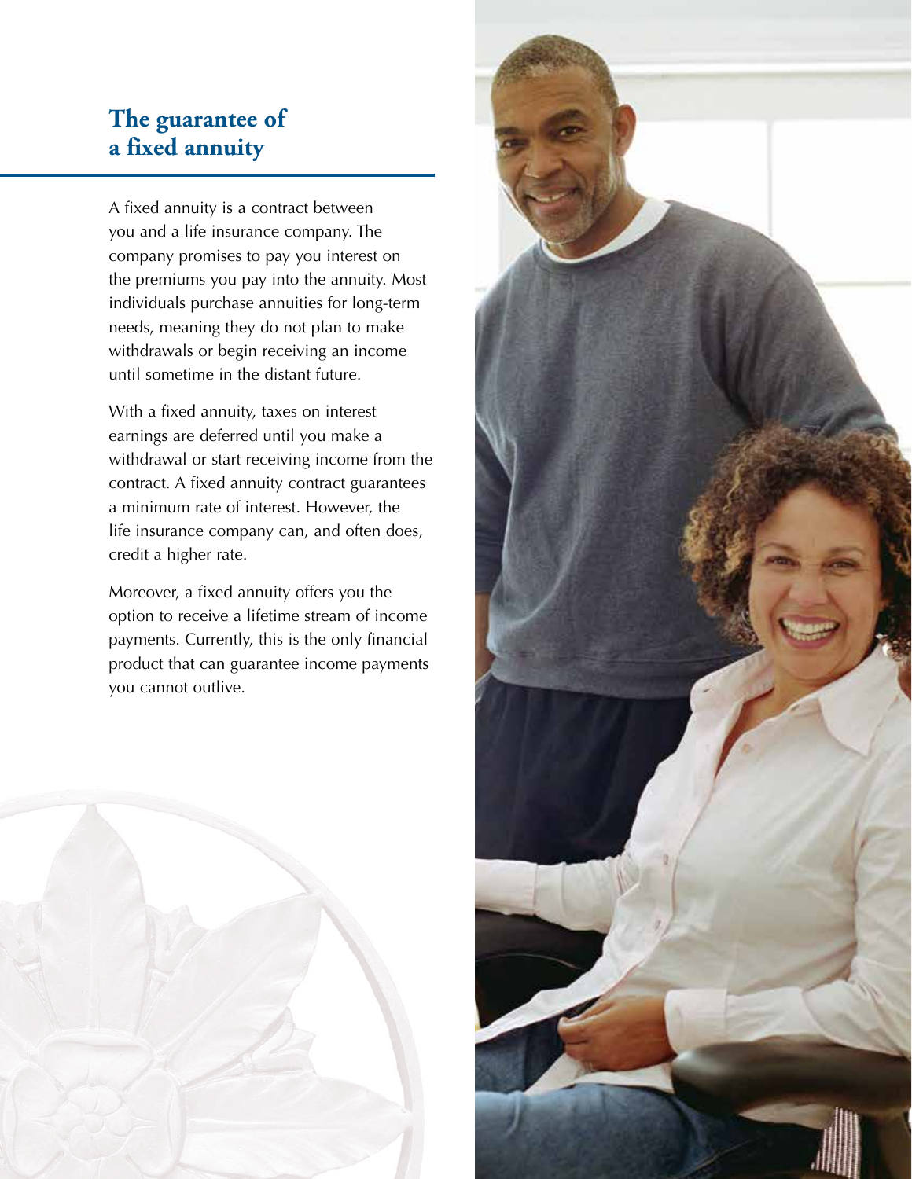## The guarantee of a fixed annuity

A fixed annuity is a contract between you and a life insurance company. The company promises to pay you interest on the premiums you pay into the annuity. Most individuals purchase annuities for long-term needs, meaning they do not plan to make withdrawals or begin receiving an income until sometime in the distant future.

With a fixed annuity, taxes on interest earnings are deferred until you make a withdrawal or start receiving income from the contract. A fixed annuity contract guarantees a minimum rate of interest. However, the life insurance company can, and often does, credit a higher rate.

Moreover, a fixed annuity offers you the option to receive a lifetime stream of income payments. Currently, this is the only financial product that can guarantee income payments you cannot outlive.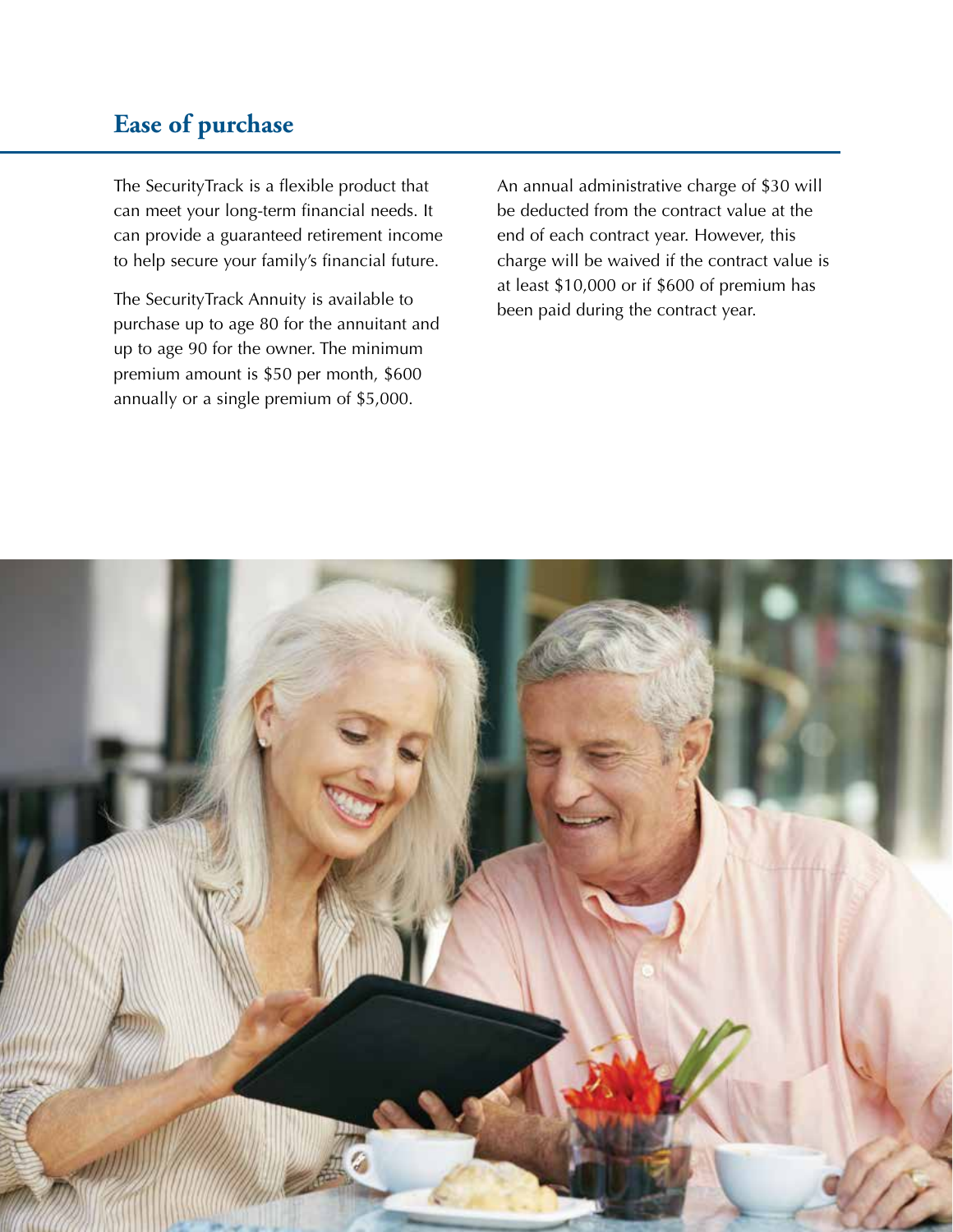## Ease of purchase

The SecurityTrack is a flexible product that can meet your long-term financial needs. It can provide a guaranteed retirement income to help secure your family's financial future.

The SecurityTrack Annuity is available to purchase up to age 80 for the annuitant and up to age 90 for the owner. The minimum premium amount is $50 per month, $600 annually or a single premium of $5,000.

An annual administrative charge of $30 will be deducted from the contract value at the end of each contract year. However, this charge will be waived if the contract value is at least $10,000 or if $600 of premium has been paid during the contract year.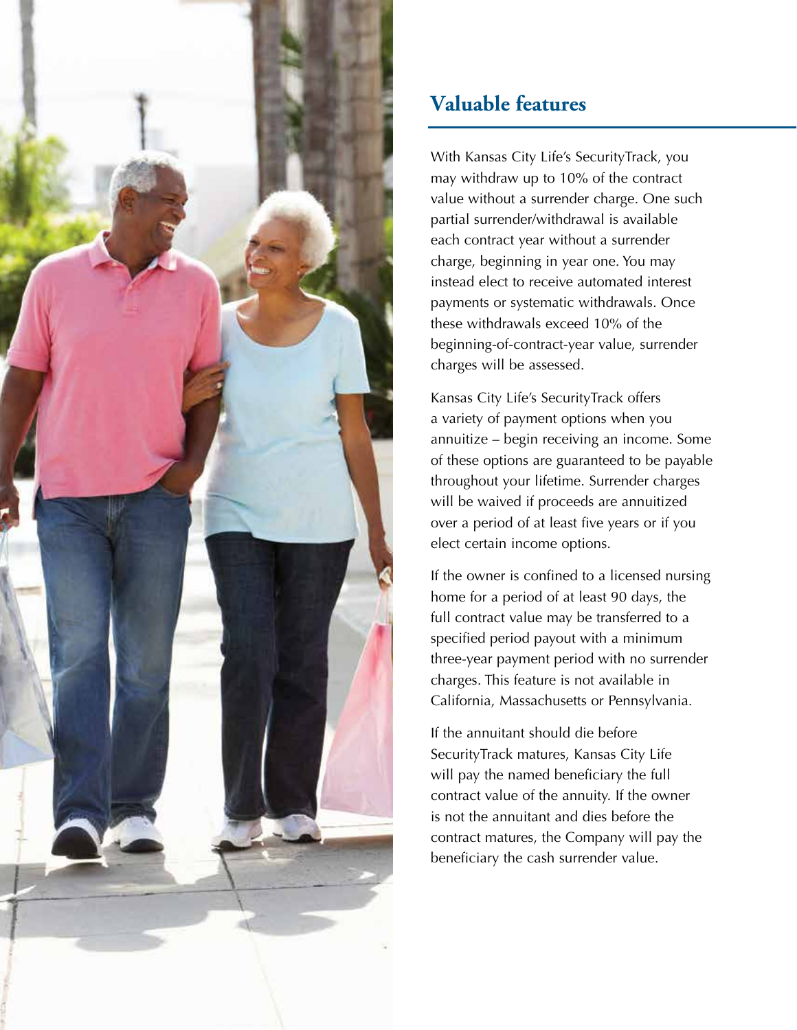## Valuable features

With Kansas City Life's SecurityTrack, you may withdraw up to 10% of the contract value without a surrender charge. One such partial surrender/withdrawal is available each contract year without a surrender charge, beginning in year one. You may instead elect to receive automated interest payments or systematic withdrawals. Once these withdrawals exceed 10% of the beginning-of-contract-year value, surrender charges will be assessed.

Kansas City Life's SecurityTrack offers a variety of payment options when you annuitize – begin receiving an income. Some of these options are guaranteed to be payable throughout your lifetime. Surrender charges will be waived if proceeds are annuitized over a period of at least five years or if you elect certain income options.

If the owner is confined to a licensed nursing home for a period of at least 90 days, the full contract value may be transferred to a specified period payout with a minimum three-year payment period with no surrender charges. This feature is not available in California, Massachusetts or Pennsylvania.

If the annuitant should die before SecurityTrack matures, Kansas City Life will pay the named beneficiary the full contract value of the annuity. If the owner is not the annuitant and dies before the contract matures, the Company will pay the beneficiary the cash surrender value.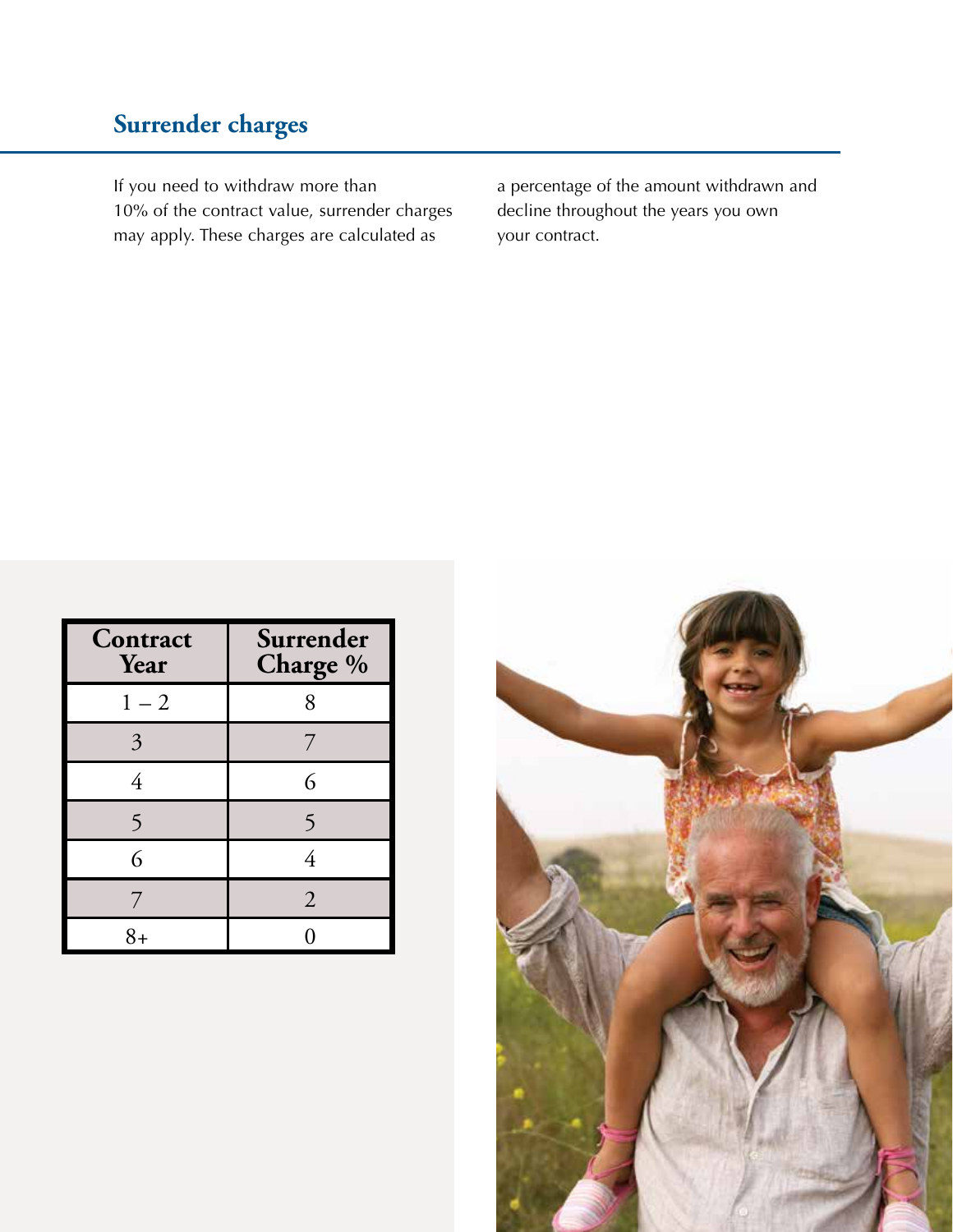## Surrender charges

If you need to withdraw more than 10% of the contract value, surrender charges may apply. These charges are calculated as a percentage of the amount withdrawn and decline throughout the years you own your contract.

| Contract Year | Surrender Charge % |
|---|---|
| 1 – 2 | 8 |
| 3 | 7 |
| 4 | 6 |
| 5 | 5 |
| 6 | 4 |
| 7 | 2 |
| 8+ | 0 |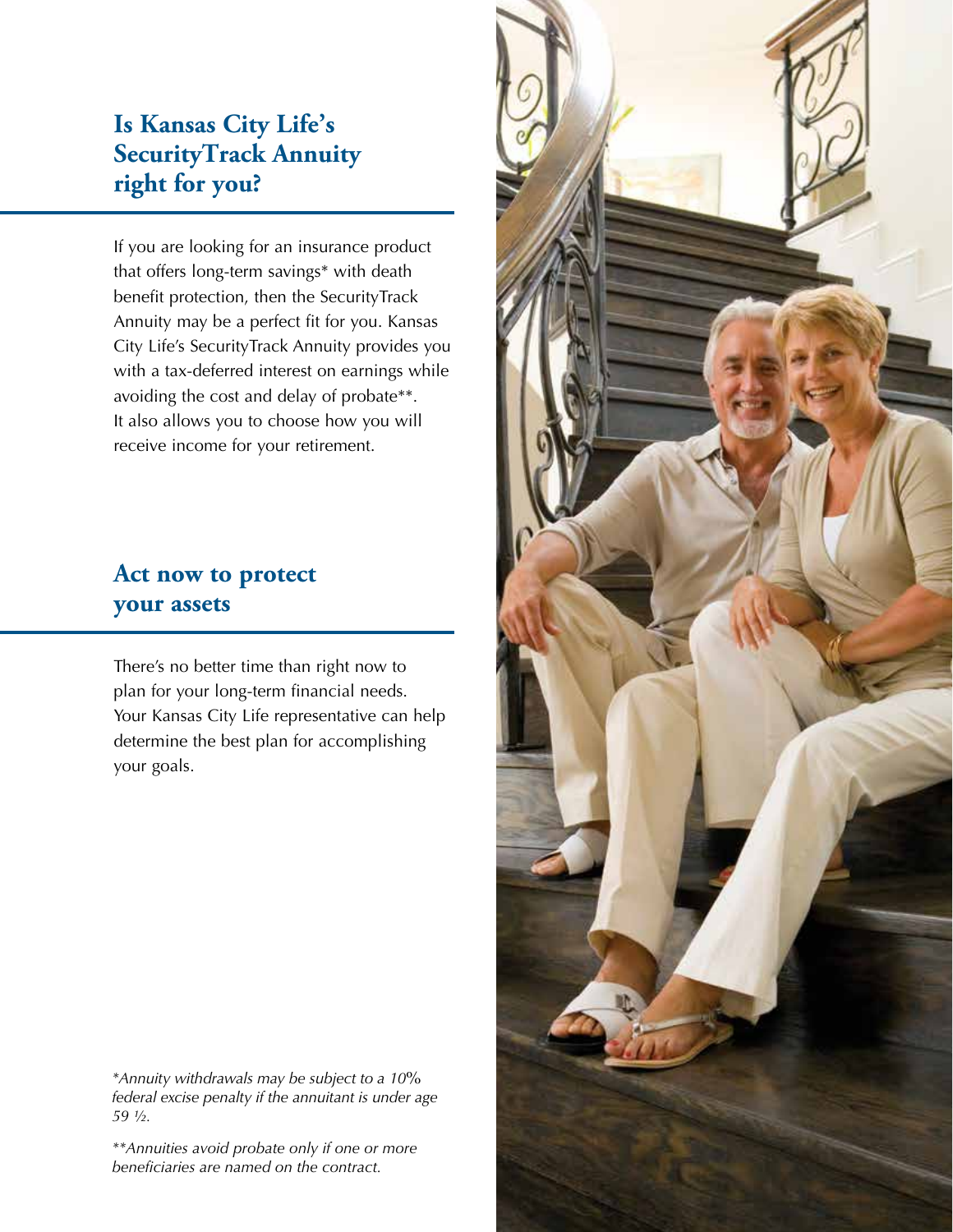## Is Kansas City Life's SecurityTrack Annuity right for you?

If you are looking for an insurance product that offers long-term savings* with death benefit protection, then the SecurityTrack Annuity may be a perfect fit for you. Kansas City Life's SecurityTrack Annuity provides you with a tax-deferred interest on earnings while avoiding the cost and delay of probate**. It also allows you to choose how you will receive income for your retirement.

## Act now to protect your assets

There's no better time than right now to plan for your long-term financial needs. Your Kansas City Life representative can help determine the best plan for accomplishing your goals.

*\*Annuity withdrawals may be subject to a 10% federal excise penalty if the annuitant is under age 59 ½.*

*\*\*Annuities avoid probate only if one or more beneficiaries are named on the contract.*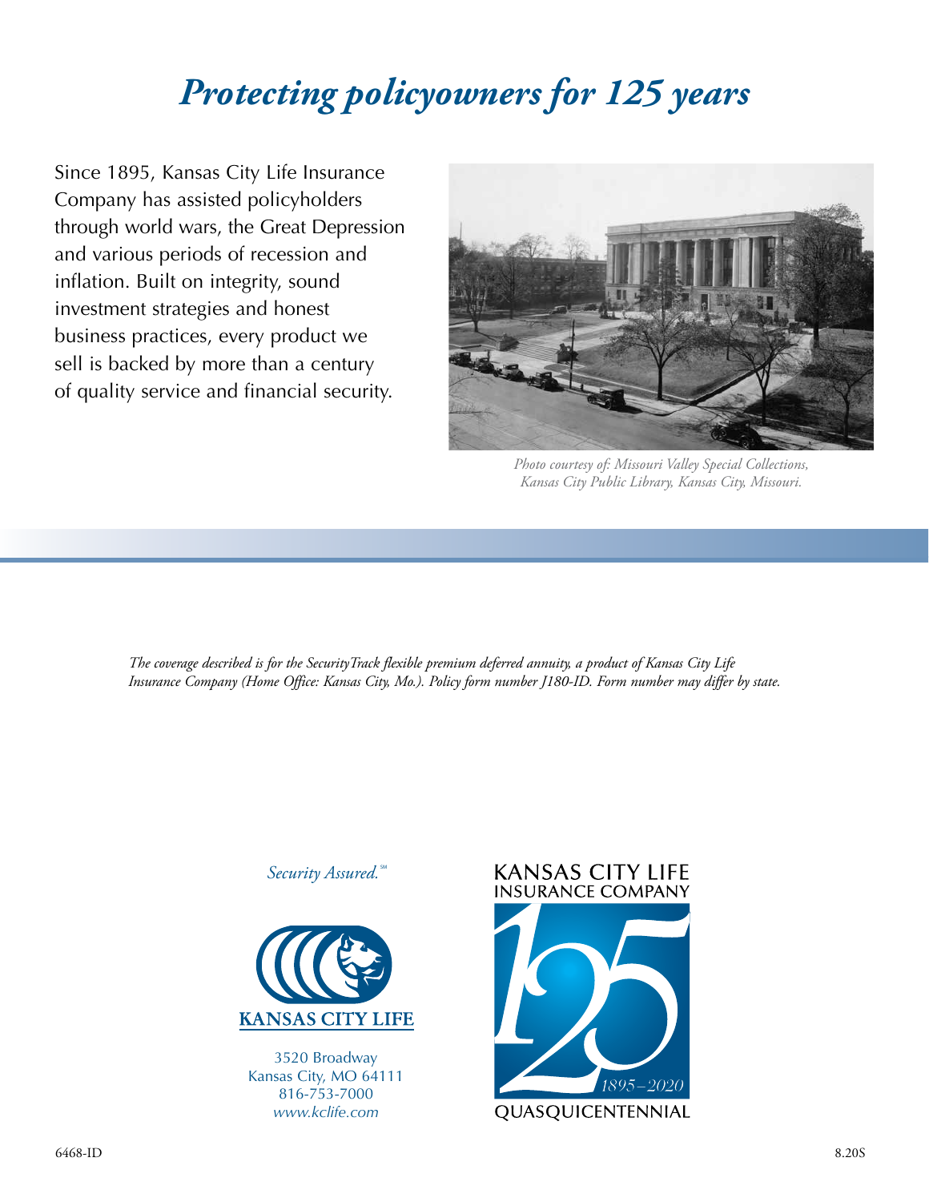# *Protecting policyowners for 125 years*

Since 1895, Kansas City Life Insurance Company has assisted policyholders through world wars, the Great Depression and various periods of recession and inflation. Built on integrity, sound investment strategies and honest business practices, every product we sell is backed by more than a century of quality service and financial security.

*Photo courtesy of: Missouri Valley Special Collections, Kansas City Public Library, Kansas City, Missouri.*

*The coverage described is for the SecurityTrack flexible premium deferred annuity, a product of Kansas City Life Insurance Company (Home Office: Kansas City, Mo.). Policy form number J180-ID. Form number may differ by state.*

*Security Assured.*℠

KANSAS CITY LIFE

3520 Broadway
Kansas City, MO 64111
816-753-7000
*www.kclife.com*

KANSAS CITY LIFE INSURANCE COMPANY

125

1895–2020

QUASQUICENTENNIAL

6468-ID

8.20S